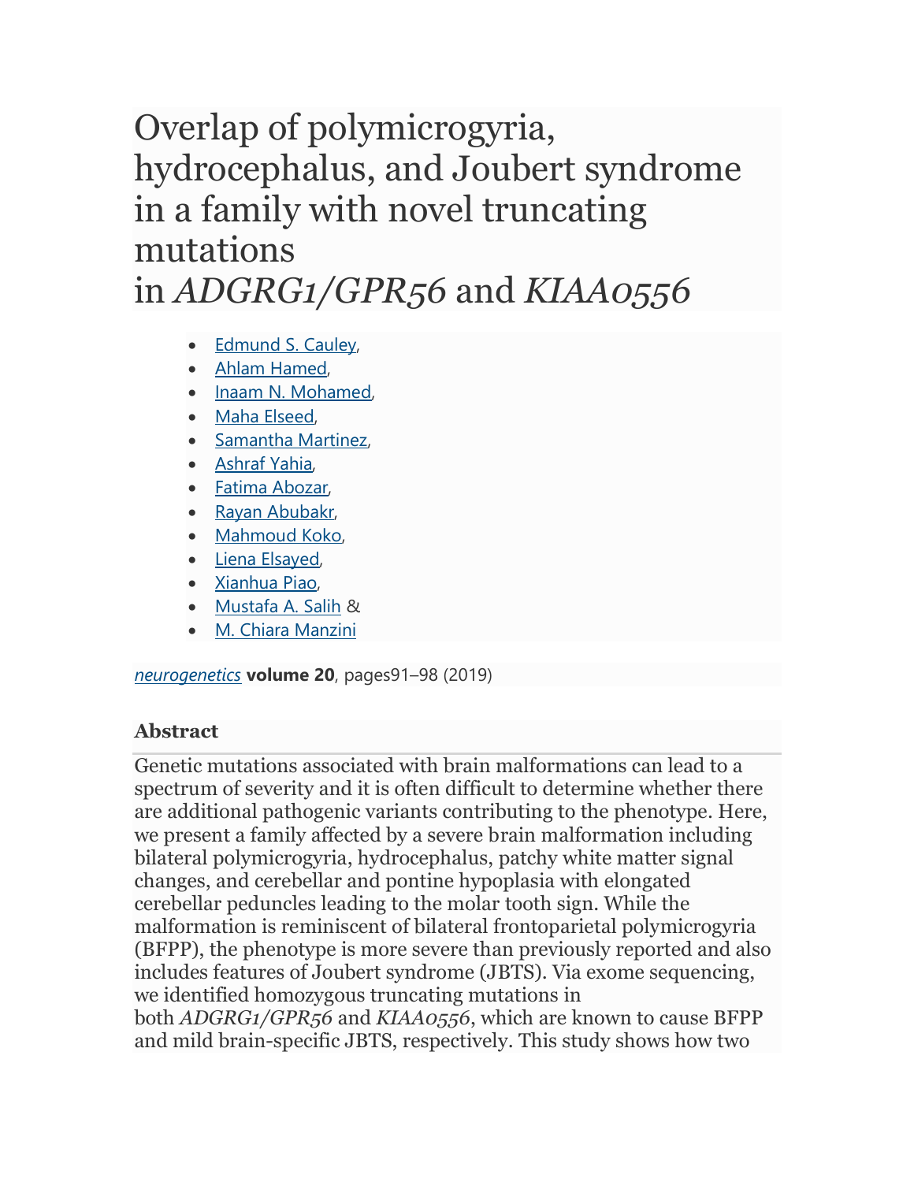# Overlap of polymicrogyria, hydrocephalus, and Joubert syndrome in a family with novel truncating mutations in *ADGRG1/GPR56* and *KIAA0556*

- Edmund S. Cauley,
- Ahlam Hamed,
- Inaam N. Mohamed,
- Maha Elseed,
- Samantha Martinez,
- Ashraf Yahia,
- Fatima Abozar,
- Rayan Abubakr,
- Mahmoud Koko,
- Liena Elsayed,
- Xianhua Piao,
- Mustafa A. Salih &
- M. Chiara Manzini

*neurogenetics* **volume 20**, pages91–98 (2019)

## Abstract

Genetic mutations associated with brain malformations can lead to a spectrum of severity and it is often difficult to determine whether there are additional pathogenic variants contributing to the phenotype. Here, we present a family affected by a severe brain malformation including bilateral polymicrogyria, hydrocephalus, patchy white matter signal changes, and cerebellar and pontine hypoplasia with elongated cerebellar peduncles leading to the molar tooth sign. While the malformation is reminiscent of bilateral frontoparietal polymicrogyria (BFPP), the phenotype is more severe than previously reported and also includes features of Joubert syndrome (JBTS). Via exome sequencing, we identified homozygous truncating mutations in both *ADGRG1/GPR56* and *KIAA0556*, which are known to cause BFPP and mild brain-specific JBTS, respectively. This study shows how two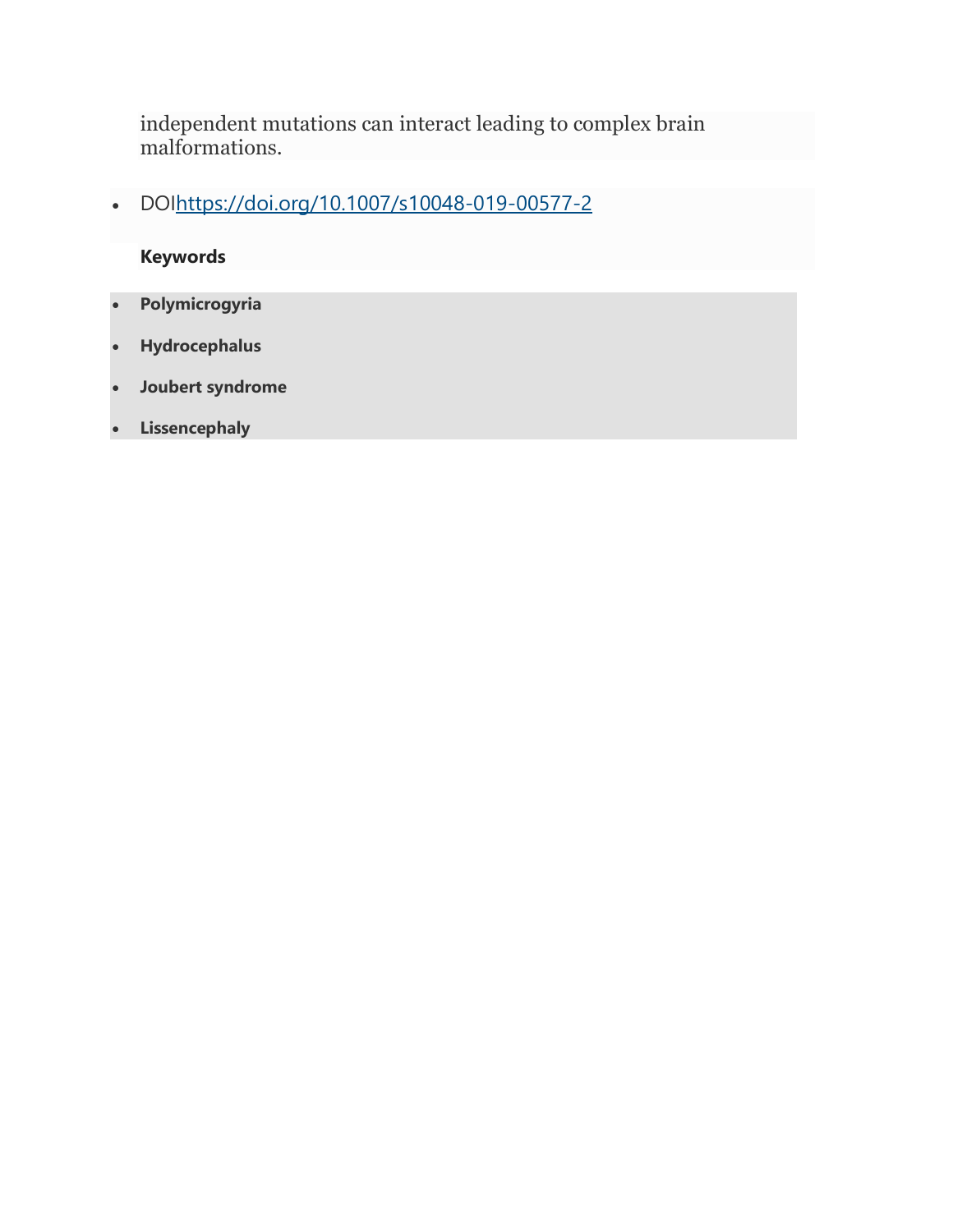independent mutations can interact leading to complex brain malformations.

- DOI https://doi.org/10.1007/s10048-019-00577-2

**Keywords**

- **Polymicrogyria**
- **Hydrocephalus**
- **Joubert syndrome**
- **Lissencephaly**